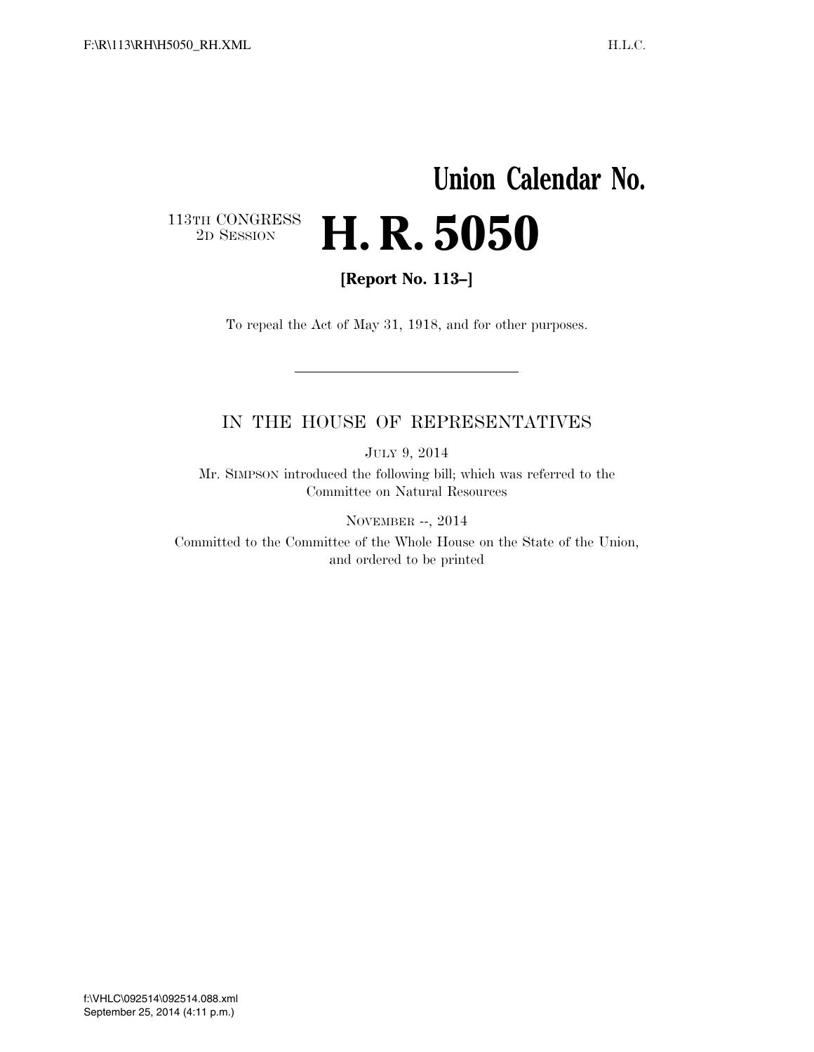# Union Calendar No.

113TH CONGRESS
2D SESSION

# H. R. 5050

**[Report No. 113–]**

To repeal the Act of May 31, 1918, and for other purposes.

---

IN THE HOUSE OF REPRESENTATIVES

JULY 9, 2014

Mr. SIMPSON introduced the following bill; which was referred to the Committee on Natural Resources

NOVEMBER --, 2014

Committed to the Committee of the Whole House on the State of the Union, and ordered to be printed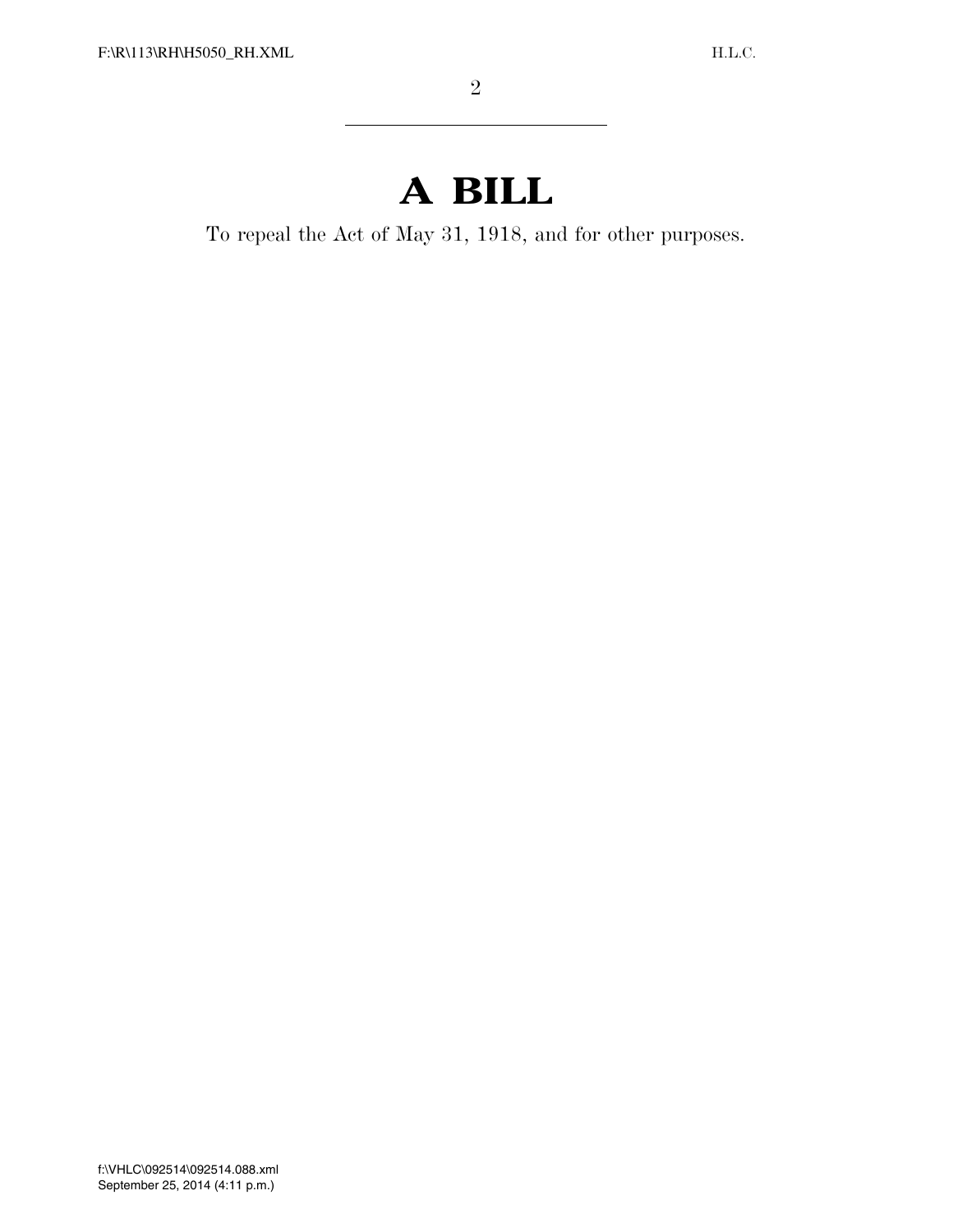# A BILL

To repeal the Act of May 31, 1918, and for other purposes.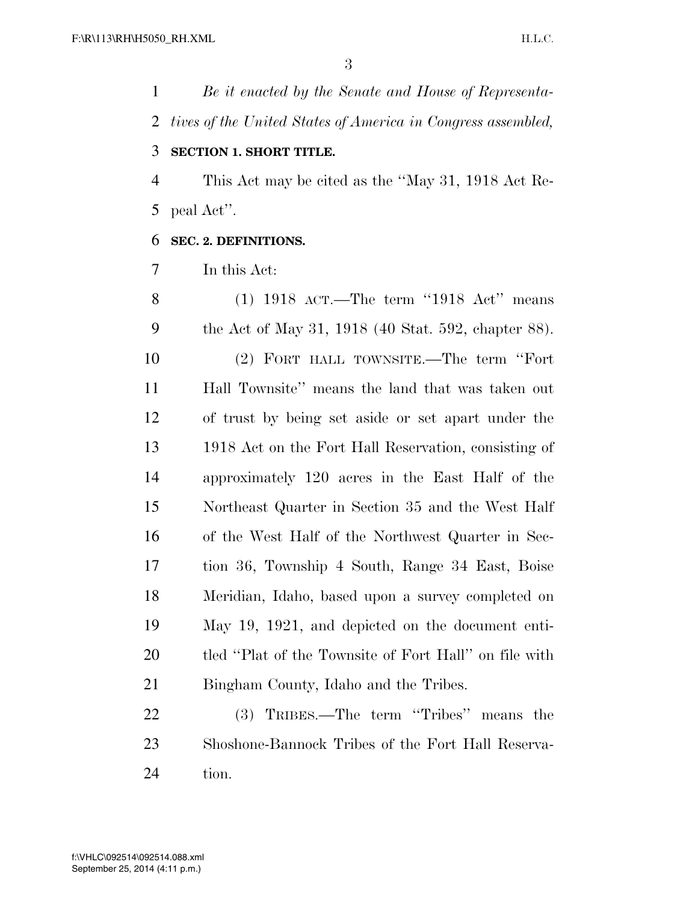*Be it enacted by the Senate and House of Representatives of the United States of America in Congress assembled,*

**SECTION 1. SHORT TITLE.**

This Act may be cited as the "May 31, 1918 Act Repeal Act".

**SEC. 2. DEFINITIONS.**

In this Act:

(1) 1918 ACT.—The term "1918 Act" means the Act of May 31, 1918 (40 Stat. 592, chapter 88).

(2) FORT HALL TOWNSITE.—The term "Fort Hall Townsite" means the land that was taken out of trust by being set aside or set apart under the 1918 Act on the Fort Hall Reservation, consisting of approximately 120 acres in the East Half of the Northeast Quarter in Section 35 and the West Half of the West Half of the Northwest Quarter in Section 36, Township 4 South, Range 34 East, Boise Meridian, Idaho, based upon a survey completed on May 19, 1921, and depicted on the document entitled "Plat of the Townsite of Fort Hall" on file with Bingham County, Idaho and the Tribes.

(3) TRIBES.—The term "Tribes" means the Shoshone-Bannock Tribes of the Fort Hall Reservation.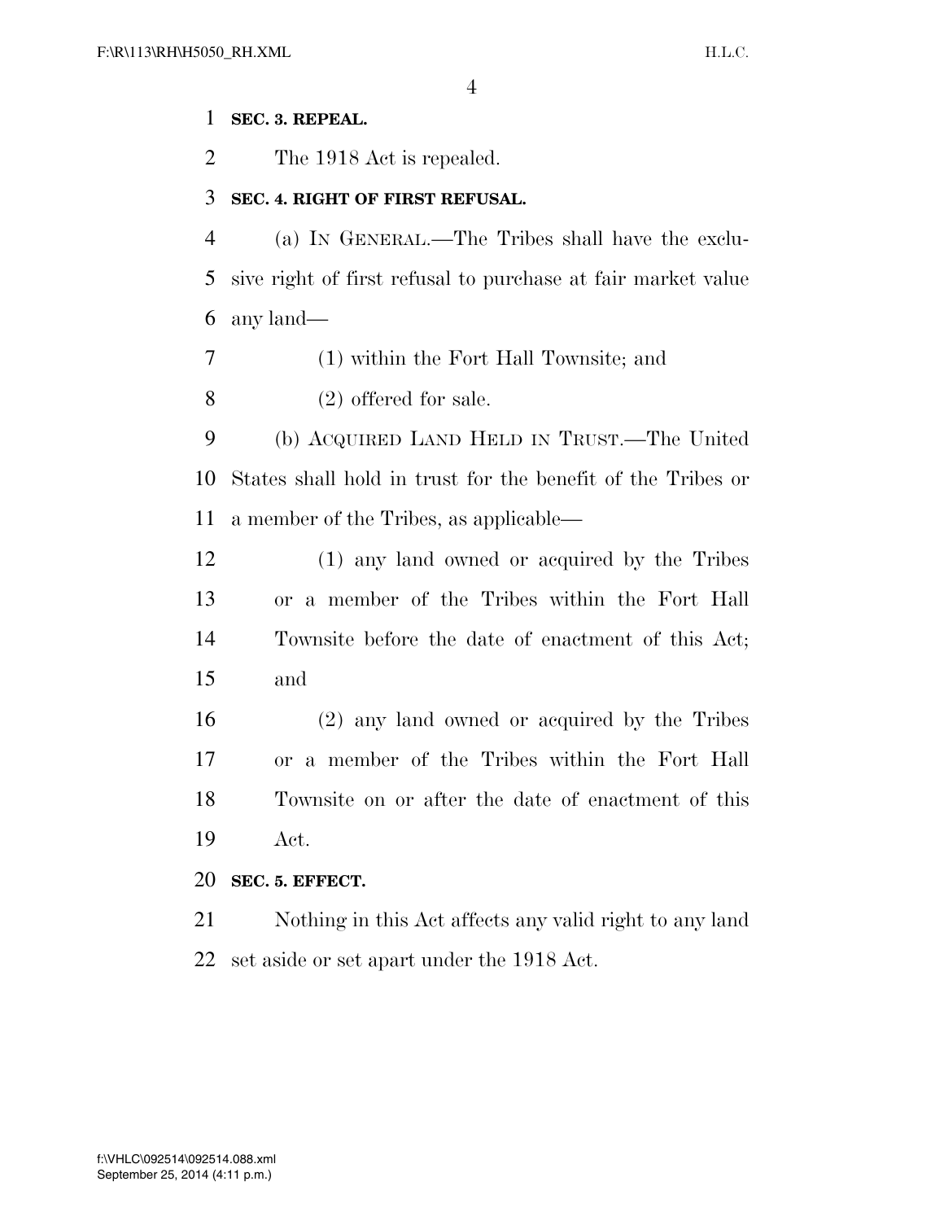**SEC. 3. REPEAL.**

The 1918 Act is repealed.

**SEC. 4. RIGHT OF FIRST REFUSAL.**

(a) IN GENERAL.—The Tribes shall have the exclusive right of first refusal to purchase at fair market value any land—

(1) within the Fort Hall Townsite; and

(2) offered for sale.

(b) ACQUIRED LAND HELD IN TRUST.—The United States shall hold in trust for the benefit of the Tribes or a member of the Tribes, as applicable—

(1) any land owned or acquired by the Tribes or a member of the Tribes within the Fort Hall Townsite before the date of enactment of this Act; and

(2) any land owned or acquired by the Tribes or a member of the Tribes within the Fort Hall Townsite on or after the date of enactment of this Act.

**SEC. 5. EFFECT.**

Nothing in this Act affects any valid right to any land set aside or set apart under the 1918 Act.